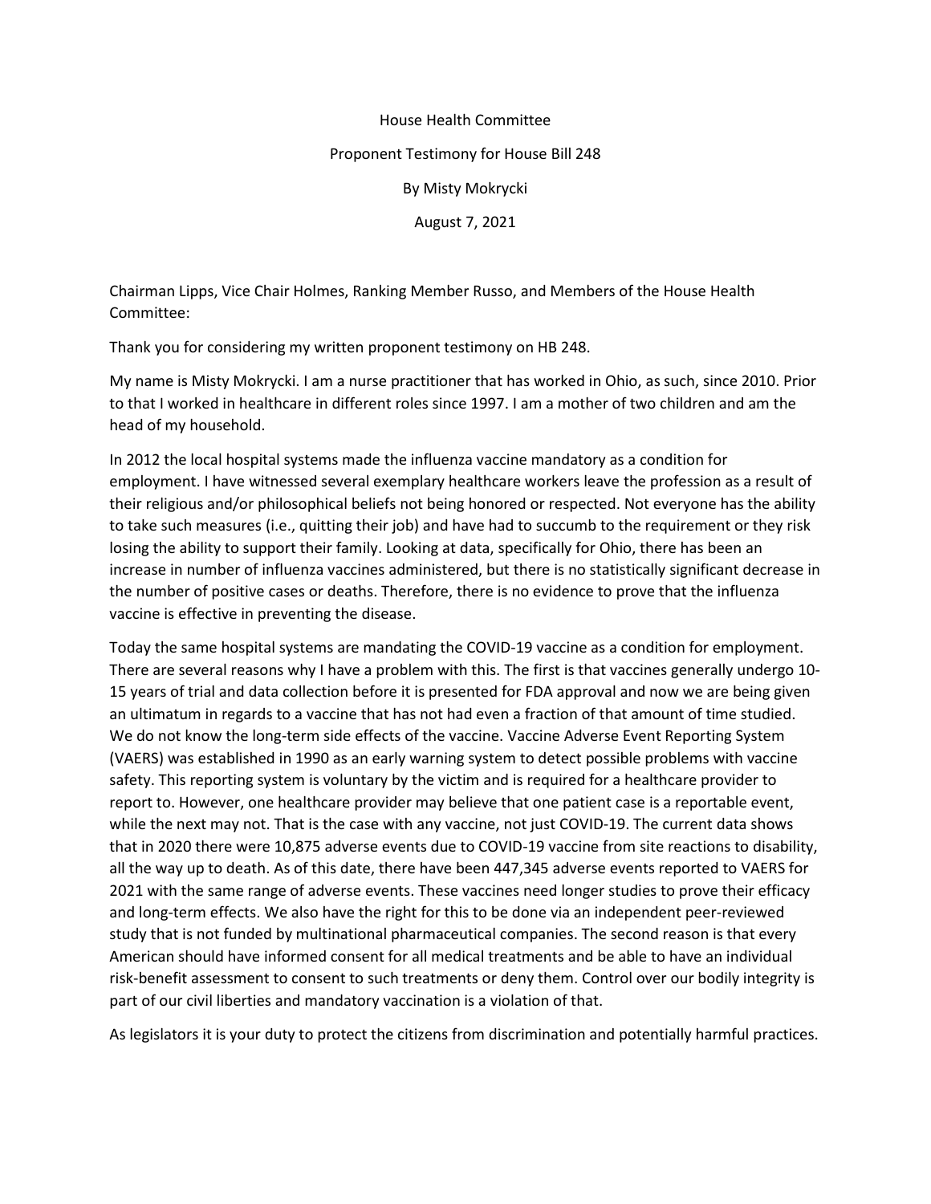House Health Committee

Proponent Testimony for House Bill 248

By Misty Mokrycki

August 7, 2021

Chairman Lipps, Vice Chair Holmes, Ranking Member Russo, and Members of the House Health Committee:

Thank you for considering my written proponent testimony on HB 248.

My name is Misty Mokrycki. I am a nurse practitioner that has worked in Ohio, as such, since 2010. Prior to that I worked in healthcare in different roles since 1997. I am a mother of two children and am the head of my household.

In 2012 the local hospital systems made the influenza vaccine mandatory as a condition for employment. I have witnessed several exemplary healthcare workers leave the profession as a result of their religious and/or philosophical beliefs not being honored or respected. Not everyone has the ability to take such measures (i.e., quitting their job) and have had to succumb to the requirement or they risk losing the ability to support their family. Looking at data, specifically for Ohio, there has been an increase in number of influenza vaccines administered, but there is no statistically significant decrease in the number of positive cases or deaths. Therefore, there is no evidence to prove that the influenza vaccine is effective in preventing the disease.

Today the same hospital systems are mandating the COVID-19 vaccine as a condition for employment. There are several reasons why I have a problem with this. The first is that vaccines generally undergo 10-15 years of trial and data collection before it is presented for FDA approval and now we are being given an ultimatum in regards to a vaccine that has not had even a fraction of that amount of time studied. We do not know the long-term side effects of the vaccine. Vaccine Adverse Event Reporting System (VAERS) was established in 1990 as an early warning system to detect possible problems with vaccine safety. This reporting system is voluntary by the victim and is required for a healthcare provider to report to. However, one healthcare provider may believe that one patient case is a reportable event, while the next may not. That is the case with any vaccine, not just COVID-19. The current data shows that in 2020 there were 10,875 adverse events due to COVID-19 vaccine from site reactions to disability, all the way up to death. As of this date, there have been 447,345 adverse events reported to VAERS for 2021 with the same range of adverse events. These vaccines need longer studies to prove their efficacy and long-term effects. We also have the right for this to be done via an independent peer-reviewed study that is not funded by multinational pharmaceutical companies. The second reason is that every American should have informed consent for all medical treatments and be able to have an individual risk-benefit assessment to consent to such treatments or deny them. Control over our bodily integrity is part of our civil liberties and mandatory vaccination is a violation of that.

As legislators it is your duty to protect the citizens from discrimination and potentially harmful practices.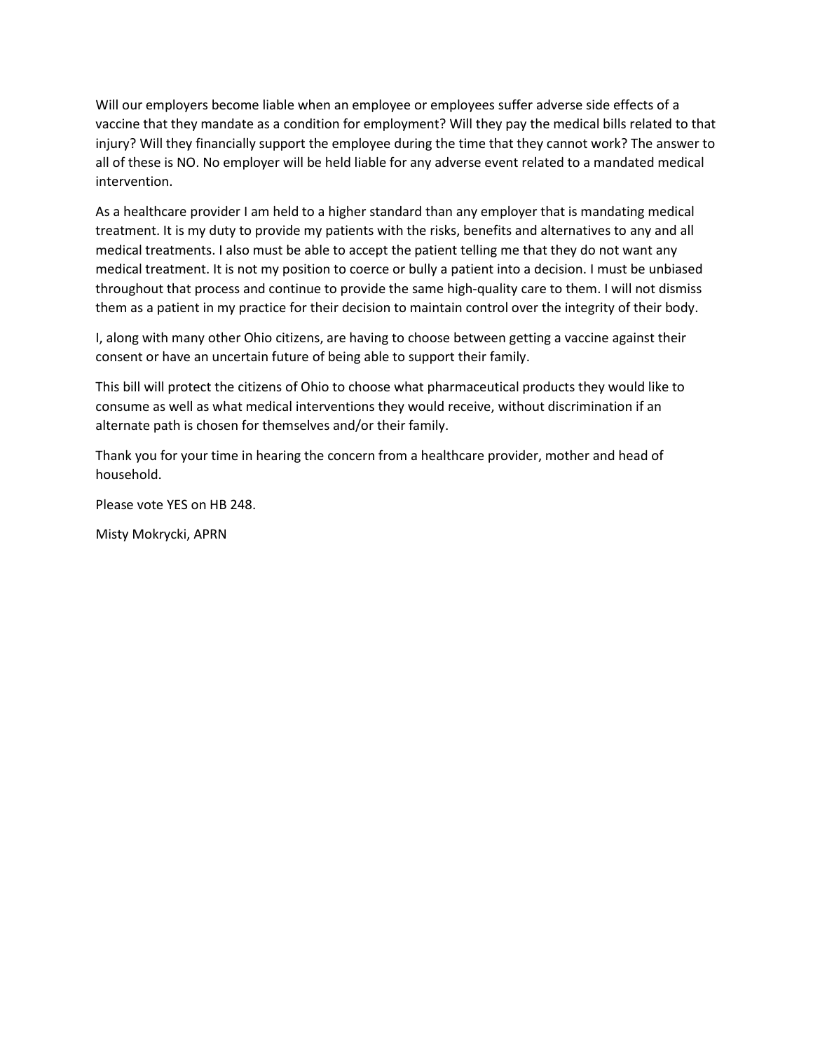Will our employers become liable when an employee or employees suffer adverse side effects of a vaccine that they mandate as a condition for employment? Will they pay the medical bills related to that injury? Will they financially support the employee during the time that they cannot work? The answer to all of these is NO. No employer will be held liable for any adverse event related to a mandated medical intervention.

As a healthcare provider I am held to a higher standard than any employer that is mandating medical treatment. It is my duty to provide my patients with the risks, benefits and alternatives to any and all medical treatments. I also must be able to accept the patient telling me that they do not want any medical treatment. It is not my position to coerce or bully a patient into a decision. I must be unbiased throughout that process and continue to provide the same high-quality care to them. I will not dismiss them as a patient in my practice for their decision to maintain control over the integrity of their body.

I, along with many other Ohio citizens, are having to choose between getting a vaccine against their consent or have an uncertain future of being able to support their family.

This bill will protect the citizens of Ohio to choose what pharmaceutical products they would like to consume as well as what medical interventions they would receive, without discrimination if an alternate path is chosen for themselves and/or their family.

Thank you for your time in hearing the concern from a healthcare provider, mother and head of household.

Please vote YES on HB 248.

Misty Mokrycki, APRN